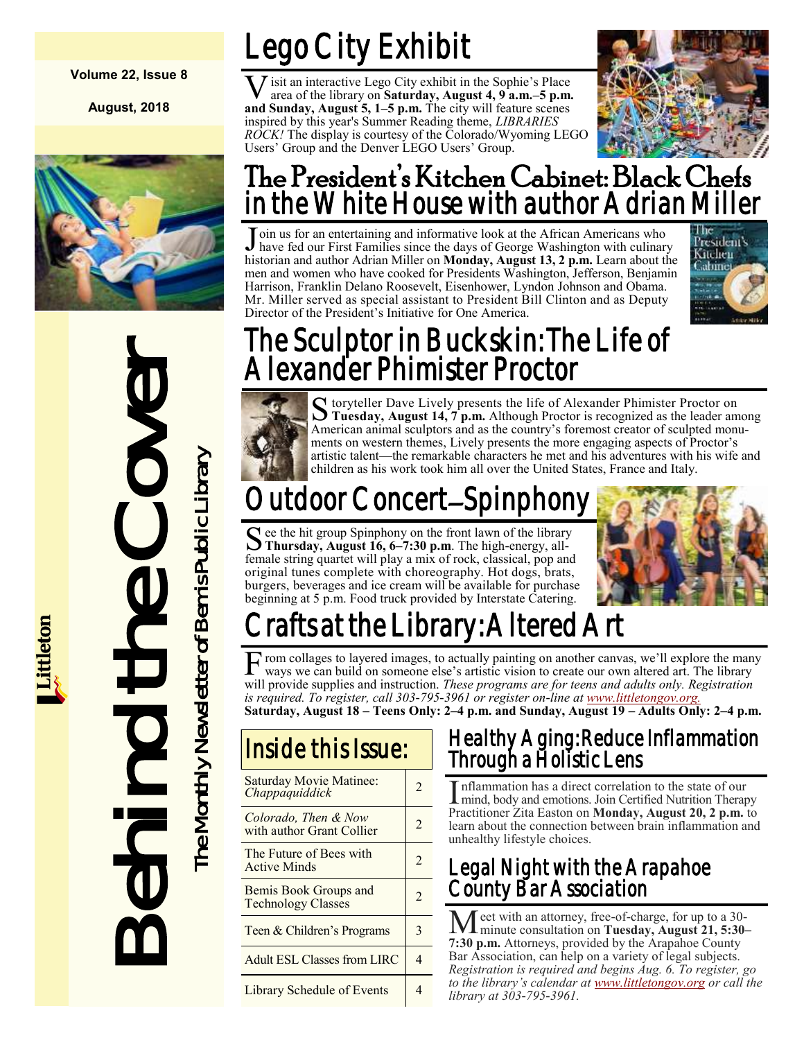**Volume 22, Issue 8**

**August, 2018**

# Behind the Cover

The Monthly Newsletter of Bemis Public Library

Littleton

## Lego City Exhibit

Visit an interactive Lego City exhibit in the Sophie's Place area of the library on **Saturday, August 4, 9 a.m.–5 p.m. and Sunday, August 5, 1–5 p.m.** The city will feature scenes inspired by this year's Summer Reading theme, *LIBRARIES ROCK!* The display is courtesy of the Colorado/Wyoming LEGO Users' Group and the Denver LEGO Users' Group.

## The President's Kitchen Cabinet: Black Chefs in the White House with author Adrian Miller

Join us for an entertaining and informative look at the African Americans who have fed our First Families since the days of George Washington with culinary historian and author Adrian Miller on **Monday, August 13, 2 p.m.** Learn about the men and women who have cooked for Presidents Washington, Jefferson, Benjamin Harrison, Franklin Delano Roosevelt, Eisenhower, Lyndon Johnson and Obama. Mr. Miller served as special assistant to President Bill Clinton and as Deputy Director of the President's Initiative for One America.

## The Sculptor in Buckskin: The Life of Alexander Phimister Proctor

Storyteller Dave Lively presents the life of Alexander Phimister Proctor on **Tuesday, August 14, 7 p.m.** Although Proctor is recognized as the leader among American animal sculptors and as the country's foremost creator of sculpted monuments on western themes, Lively presents the more engaging aspects of Proctor's artistic talent—the remarkable characters he met and his adventures with his wife and children as his work took him all over the United States, France and Italy.

## Outdoor Concert—Spinphony

See the hit group Spinphony on the front lawn of the library **Thursday, August 16, 6–7:30 p.m**. The high-energy, all-female string quartet will play a mix of rock, classical, pop and original tunes complete with choreography. Hot dogs, brats, burgers, beverages and ice cream will be available for purchase beginning at 5 p.m. Food truck provided by Interstate Catering.

## Crafts at the Library: Altered Art

From collages to layered images, to actually painting on another canvas, we'll explore the many ways we can build on someone else's artistic vision to create our own altered art. The library will provide supplies and instruction. *These programs are for teens and adults only. Registration is required. To register, call 303-795-3961 or register on-line at www.littletongov.org.*
**Saturday, August 18 – Teens Only: 2–4 p.m. and Sunday, August 19 – Adults Only: 2–4 p.m.**

## Inside this Issue:

| Saturday Movie Matinee: *Chappaquiddick* | 2 |
| --- | --- |
| *Colorado, Then & Now* with author Grant Collier | 2 |
| The Future of Bees with Active Minds | 2 |
| Bemis Book Groups and Technology Classes | 2 |
| Teen & Children's Programs | 3 |
| Adult ESL Classes from LIRC | 4 |
| Library Schedule of Events | 4 |

## Healthy Aging: Reduce Inflammation Through a Holistic Lens

Inflammation has a direct correlation to the state of our mind, body and emotions. Join Certified Nutrition Therapy Practitioner Zita Easton on **Monday, August 20, 2 p.m.** to learn about the connection between brain inflammation and unhealthy lifestyle choices.

## Legal Night with the Arapahoe County Bar Association

Meet with an attorney, free-of-charge, for up to a 30-minute consultation on **Tuesday, August 21, 5:30–7:30 p.m.** Attorneys, provided by the Arapahoe County Bar Association, can help on a variety of legal subjects. *Registration is required and begins Aug. 6. To register, go to the library's calendar at www.littletongov.org or call the library at 303-795-3961.*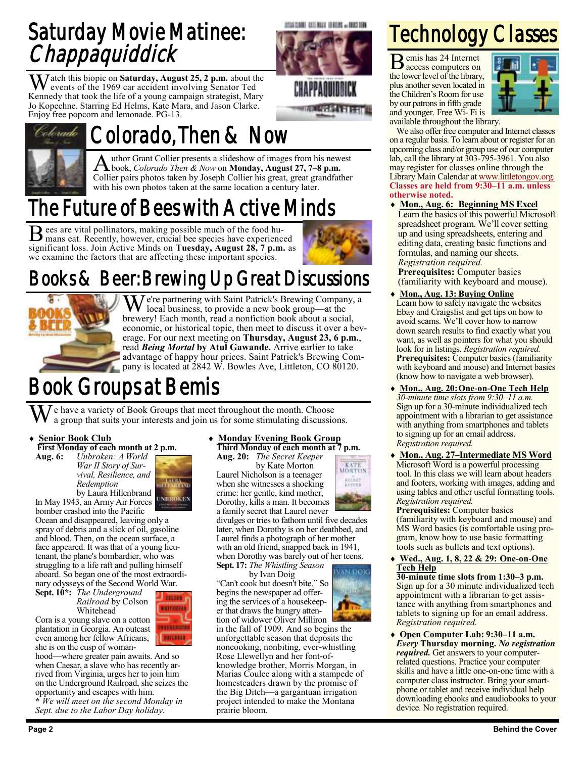# Saturday Movie Matinee: *Chappaquiddick*

Watch this biopic on **Saturday, August 25, 2 p.m.** about the events of the 1969 car accident involving Senator Ted Kennedy that took the life of a young campaign strategist, Mary Jo Kopechne. Starring Ed Helms, Kate Mara, and Jason Clarke. Enjoy free popcorn and lemonade. PG-13.

# Colorado, Then & Now

Author Grant Collier presents a slideshow of images from his newest book, *Colorado Then & Now* on **Monday, August 27, 7–8 p.m.** Collier pairs photos taken by Joseph Collier his great, great grandfather with his own photos taken at the same location a century later.

# The Future of Bees with Active Minds

Bees are vital pollinators, making possible much of the food humans eat. Recently, however, crucial bee species have experienced significant loss. Join Active Minds on **Tuesday, August 28, 7 p.m.** as we examine the factors that are affecting these important species.

# Books & Beer: Brewing Up Great Discussions

We're partnering with Saint Patrick's Brewing Company, a local business, to provide a new book group—at the brewery! Each month, read a nonfiction book about a social, economic, or historical topic, then meet to discuss it over a beverage. For our next meeting on **Thursday, August 23, 6 p.m.**, read ***Being Mortal* by Atul Gawande.** Arrive earlier to take advantage of happy hour prices. Saint Patrick's Brewing Company is located at 2842 W. Bowles Ave, Littleton, CO 80120.

# Book Groups at Bemis

We have a variety of Book Groups that meet throughout the month. Choose a group that suits your interests and join us for some stimulating discussions.

- **Senior Book Club**
  **First Monday of each month at 2 p.m.**
  **Aug. 6:** *Unbroken: A World War II Story of Survival, Resilience, and Redemption* by Laura Hillenbrand
  In May 1943, an Army Air Forces bomber crashed into the Pacific Ocean and disappeared, leaving only a spray of debris and a slick of oil, gasoline and blood. Then, on the ocean surface, a face appeared. It was that of a young lieutenant, the plane's bombardier, who was struggling to a life raft and pulling himself aboard. So began one of the most extraordinary odysseys of the Second World War.
  **Sept. 10*:** *The Underground Railroad* by Colson Whitehead
  Cora is a young slave on a cotton plantation in Georgia. An outcast even among her fellow Africans, she is on the cusp of womanhood—where greater pain awaits. And so when Caesar, a slave who has recently arrived from Virginia, urges her to join him on the Underground Railroad, she seizes the opportunity and escapes with him.
  *\* We will meet on the second Monday in Sept. due to the Labor Day holiday.*

- **Monday Evening Book Group**
  **Third Monday of each month at 7 p.m.**
  **Aug. 20:** *The Secret Keeper* by Kate Morton
  Laurel Nicholson is a teenager when she witnesses a shocking crime: her gentle, kind mother, Dorothy, kills a man. It becomes a family secret that Laurel never divulges or tries to fathom until five decades later, when Dorothy is on her deathbed, and Laurel finds a photograph of her mother with an old friend, snapped back in 1941, when Dorothy was barely out of her teens.
  **Sept. 17:** *The Whistling Season* by Ivan Doig
  "Can't cook but doesn't bite." So begins the newspaper ad offering the services of a housekeeper that draws the hungry attention of widower Oliver Milliron in the fall of 1909. And so begins the unforgettable season that deposits the noncooking, nonbiting, ever-whistling Rose Llewellyn and her font-of-knowledge brother, Morris Morgan, in Marias Coulee along with a stampede of homesteaders drawn by the promise of the Big Ditch—a gargantuan irrigation project intended to make the Montana prairie bloom.

# Technology Classes

Bemis has 24 Internet access computers on the lower level of the library, plus another seven located in the Children's Room for use by our patrons in fifth grade and younger. Free Wi- Fi is available throughout the library.

We also offer free computer and Internet classes on a regular basis. To learn about or register for an upcoming class and/or group use of our computer lab, call the library at 303-795-3961. You also may register for classes online through the Library Main Calendar at www.littletongov.org. **Classes are held from 9:30–11 a.m. unless otherwise noted.**

- **Mon., Aug. 6: Beginning MS Excel**
  Learn the basics of this powerful MS Excel spreadsheet program. We'll cover setting up and using spreadsheets, entering and editing data, creating basic functions and formulas, and naming our sheets. *Registration required.*
  **Prerequisites:** Computer basics (familiarity with keyboard and mouse).
- **Mon., Aug. 13: Buying Online**
  Learn how to safely navigate the websites Ebay and Craigslist and get tips on how to avoid scams. We'll cover how to narrow down search results to find exactly what you want, as well as pointers for what you should look for in listings. *Registration required.*
  **Prerequisites:** Computer basics (familiarity with keyboard and mouse) and Internet basics (know how to navigate a web browser).
- **Mon., Aug. 20: One-on-One Tech Help**
  *30-minute time slots from 9:30–11 a.m.*
  Sign up for a 30-minute individualized tech appointment with a librarian to get assistance with anything from smartphones and tablets to signing up for an email address. *Registration required.*
- **Mon., Aug. 27–Intermediate MS Word**
  Microsoft Word is a powerful processing tool. In this class we will learn about headers and footers, working with images, adding and using tables and other useful formatting tools. *Registration required.*
  **Prerequisites:** Computer basics (familiarity with keyboard and mouse) and MS Word basics (is comfortable using program, know how to use basic formatting tools such as bullets and text options).
- **Wed., Aug. 1, 8, 22 & 29: One-on-One Tech Help**
  **30-minute time slots from 1:30–3 p.m.** Sign up for a 30 minute individualized tech appointment with a librarian to get assistance with anything from smartphones and tablets to signing up for an email address. *Registration required.*
- **Open Computer Lab: 9:30–11 a.m.** ***Every* Thursday morning. *No registration required.*** Get answers to your computer-related questions. Practice your computer skills and have a little one-on-one time with a computer class instructor. Bring your smartphone or tablet and receive individual help downloading ebooks and eaudiobooks to your device. No registration required.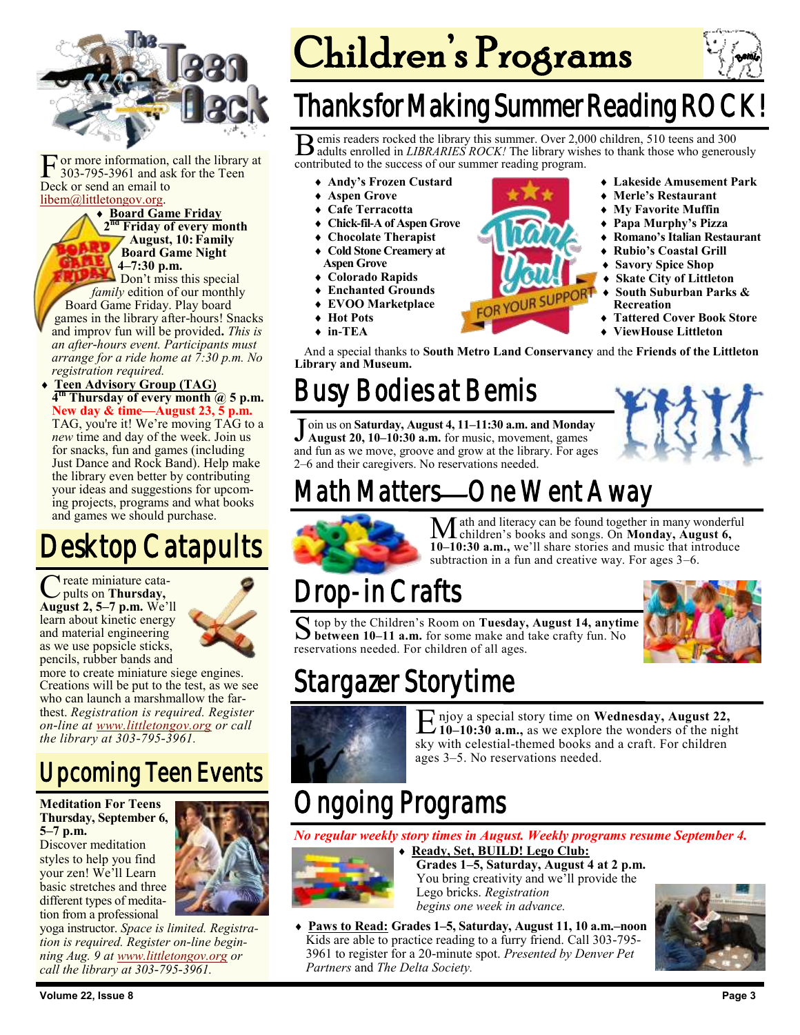For more information, call the library at 303-795-3961 and ask for the Teen Deck or send an email to libem@littletongov.org.

- **Board Game Friday**
  **2nd Friday of every month**
  **August, 10: Family Board Game Night 4–7:30 p.m.**
  Don't miss this special *family* edition of our monthly Board Game Friday. Play board games in the library after-hours! Snacks and improv fun will be provided**.** *This is an after-hours event. Participants must arrange for a ride home at 7:30 p.m. No registration required.*

- **Teen Advisory Group (TAG)**
  **4th Thursday of every month @ 5 p.m.**
  **New day & time—August 23, 5 p.m.**
  TAG, you're it! We're moving TAG to a *new* time and day of the week. Join us for snacks, fun and games (including Just Dance and Rock Band). Help make the library even better by contributing your ideas and suggestions for upcoming projects, programs and what books and games we should purchase.

## Desktop Catapults

Create miniature catapults on **Thursday, August 2, 5–7 p.m.** We'll learn about kinetic energy and material engineering as we use popsicle sticks, pencils, rubber bands and more to create miniature siege engines. Creations will be put to the test, as we see who can launch a marshmallow the farthest. *Registration is required. Register on-line at www.littletongov.org or call the library at 303-795-3961.*

## Upcoming Teen Events

**Meditation For Teens**
**Thursday, September 6, 5–7 p.m.**
Discover meditation styles to help you find your zen! We'll Learn basic stretches and three different types of meditation from a professional yoga instructor. *Space is limited. Registration is required. Register on-line beginning Aug. 9 at www.littletongov.org or call the library at 303-795-3961.*

# Children's Programs

## Thanks for Making Summer Reading ROCK!

Bemis readers rocked the library this summer. Over 2,000 children, 510 teens and 300 adults enrolled in *LIBRARIES ROCK!* The library wishes to thank those who generously contributed to the success of our summer reading program.

- **Andy's Frozen Custard**
- **Aspen Grove**
- **Cafe Terracotta**
- **Chick-fil-A of Aspen Grove**
- **Chocolate Therapist**
- **Cold Stone Creamery at Aspen Grove**
- **Colorado Rapids**
- **Enchanted Grounds**
- **EVOO Marketplace**
- **Hot Pots**
- **in-TEA**
- **Lakeside Amusement Park**
- **Merle's Restaurant**
- **My Favorite Muffin**
- **Papa Murphy's Pizza**
- **Romano's Italian Restaurant**
- **Rubio's Coastal Grill**
- **Savory Spice Shop**
- **Skate City of Littleton**
- **South Suburban Parks & Recreation**
- **Tattered Cover Book Store**
- **ViewHouse Littleton**

And a special thanks to **South Metro Land Conservancy** and the **Friends of the Littleton Library and Museum.**

## Busy Bodies at Bemis

Join us on **Saturday, August 4, 11–11:30 a.m. and Monday August 20, 10–10:30 a.m.** for music, movement, games and fun as we move, groove and grow at the library. For ages 2–6 and their caregivers. No reservations needed.

## Math Matters—One Went Away

Math and literacy can be found together in many wonderful children's books and songs. On **Monday, August 6, 10–10:30 a.m.,** we'll share stories and music that introduce subtraction in a fun and creative way. For ages 3–6.

## Drop-in Crafts

Stop by the Children's Room on **Tuesday, August 14, anytime between 10–11 a.m.** for some make and take crafty fun. No reservations needed. For children of all ages.

## Stargazer Storytime

Enjoy a special story time on **Wednesday, August 22, 10–10:30 a.m.,** as we explore the wonders of the night sky with celestial-themed books and a craft. For children ages 3–5. No reservations needed.

## Ongoing Programs

***No regular weekly story times in August. Weekly programs resume September 4.***

- **Ready, Set, BUILD! Lego Club:**
  **Grades 1–5, Saturday, August 4 at 2 p.m.**
  You bring creativity and we'll provide the Lego bricks. *Registration begins one week in advance.*
- **Paws to Read:** **Grades 1–5, Saturday, August 11, 10 a.m.–noon**
  Kids are able to practice reading to a furry friend. Call 303-795-3961 to register for a 20-minute spot. *Presented by Denver Pet Partners* and *The Delta Society.*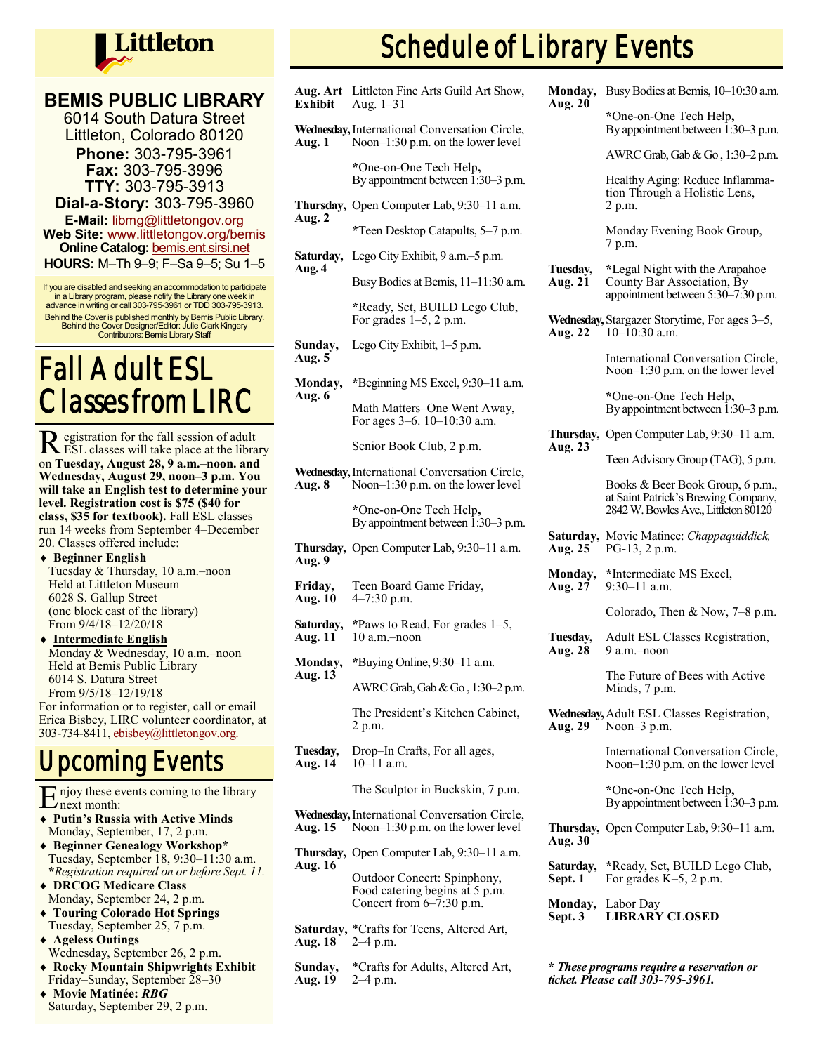Littleton

# BEMIS PUBLIC LIBRARY

6014 South Datura Street
Littleton, Colorado 80120
**Phone:** 303-795-3961
**Fax:** 303-795-3996
**TTY:** 303-795-3913
**Dial-a-Story:** 303-795-3960
**E-Mail:** libmg@littletongov.org
**Web Site:** www.littletongov.org/bemis
**Online Catalog:** bemis.ent.sirsi.net
**HOURS:** M–Th 9–9; F–Sa 9–5; Su 1–5

If you are disabled and seeking an accommodation to participate in a Library program, please notify the Library one week in advance in writing or call 303-795-3961 or TDD 303-795-3913.
Behind the Cover is published monthly by Bemis Public Library.
Behind the Cover Designer/Editor: Julie Clark Kingery
Contributors: Bemis Library Staff

## Fall Adult ESL Classes from LIRC

Registration for the fall session of adult ESL classes will take place at the library on **Tuesday, August 28, 9 a.m.–noon. and Wednesday, August 29, noon–3 p.m. You will take an English test to determine your level. Registration cost is $75 ($40 for class, $35 for textbook).** Fall ESL classes run 14 weeks from September 4–December 20. Classes offered include:

- **Beginner English**
  Tuesday & Thursday, 10 a.m.–noon
  Held at Littleton Museum
  6028 S. Gallup Street
  (one block east of the library)
  From 9/4/18–12/20/18
- **Intermediate English**
  Monday & Wednesday, 10 a.m.–noon
  Held at Bemis Public Library
  6014 S. Datura Street
  From 9/5/18–12/19/18

For information or to register, call or email Erica Bisbey, LIRC volunteer coordinator, at 303-734-8411, ebisbey@littletongov.org.

## Upcoming Events

Enjoy these events coming to the library next month:

- **Putin's Russia with Active Minds**
  Monday, September, 17, 2 p.m.
- **Beginner Genealogy Workshop***
  Tuesday, September 18, 9:30–11:30 a.m.
  *Registration required on or before Sept. 11.*
- **DRCOG Medicare Class**
  Monday, September 24, 2 p.m.
- **Touring Colorado Hot Springs**
  Tuesday, September 25, 7 p.m.
- **Ageless Outings**
  Wednesday, September 26, 2 p.m.
- **Rocky Mountain Shipwrights Exhibit**
  Friday–Sunday, September 28–30
- **Movie Matinée: *RBG***
  Saturday, September 29, 2 p.m.

# Schedule of Library Events

| | |
|---|---|
| **Aug. Art Exhibit** | Littleton Fine Arts Guild Art Show, Aug. 1–31 |
| **Wednesday, Aug. 1** | International Conversation Circle, Noon–1:30 p.m. on the lower level |
| | *One-on-One Tech Help, By appointment between 1:30–3 p.m. |
| **Thursday, Aug. 2** | Open Computer Lab, 9:30–11 a.m. |
| | *Teen Desktop Catapults, 5–7 p.m. |
| **Saturday, Aug. 4** | Lego City Exhibit, 9 a.m.–5 p.m. |
| | Busy Bodies at Bemis, 11–11:30 a.m. |
| | *Ready, Set, BUILD Lego Club, For grades 1–5, 2 p.m. |
| **Sunday, Aug. 5** | Lego City Exhibit, 1–5 p.m. |
| **Monday, Aug. 6** | *Beginning MS Excel, 9:30–11 a.m. |
| | Math Matters–One Went Away, For ages 3–6. 10–10:30 a.m. |
| | Senior Book Club, 2 p.m. |
| **Wednesday, Aug. 8** | International Conversation Circle, Noon–1:30 p.m. on the lower level |
| | *One-on-One Tech Help, By appointment between 1:30–3 p.m. |
| **Thursday, Aug. 9** | Open Computer Lab, 9:30–11 a.m. |
| **Friday, Aug. 10** | Teen Board Game Friday, 4–7:30 p.m. |
| **Saturday, Aug. 11** | *Paws to Read, For grades 1–5, 10 a.m.–noon |
| **Monday, Aug. 13** | *Buying Online, 9:30–11 a.m. |
| | AWRC Grab, Gab & Go , 1:30–2 p.m. |
| | The President's Kitchen Cabinet, 2 p.m. |
| **Tuesday, Aug. 14** | Drop–In Crafts, For all ages, 10–11 a.m. |
| | The Sculptor in Buckskin, 7 p.m. |
| **Wednesday, Aug. 15** | International Conversation Circle, Noon–1:30 p.m. on the lower level |
| **Thursday, Aug. 16** | Open Computer Lab, 9:30–11 a.m. |
| | Outdoor Concert: Spinphony, Food catering begins at 5 p.m. Concert from 6–7:30 p.m. |
| **Saturday, Aug. 18** | *Crafts for Teens, Altered Art, 2–4 p.m. |
| **Sunday, Aug. 19** | *Crafts for Adults, Altered Art, 2–4 p.m. |
| **Monday, Aug. 20** | Busy Bodies at Bemis, 10–10:30 a.m. |
| | *One-on-One Tech Help, By appointment between 1:30–3 p.m. |
| | AWRC Grab, Gab & Go , 1:30–2 p.m. |
| | Healthy Aging: Reduce Inflammation Through a Holistic Lens, 2 p.m. |
| | Monday Evening Book Group, 7 p.m. |
| **Tuesday, Aug. 21** | *Legal Night with the Arapahoe County Bar Association, By appointment between 5:30–7:30 p.m. |
| **Wednesday, Aug. 22** | Stargazer Storytime, For ages 3–5, 10–10:30 a.m. |
| | International Conversation Circle, Noon–1:30 p.m. on the lower level |
| | *One-on-One Tech Help, By appointment between 1:30–3 p.m. |
| **Thursday, Aug. 23** | Open Computer Lab, 9:30–11 a.m. |
| | Teen Advisory Group (TAG), 5 p.m. |
| | Books & Beer Book Group, 6 p.m., at Saint Patrick's Brewing Company, 2842 W. Bowles Ave., Littleton 80120 |
| **Saturday, Aug. 25** | Movie Matinee: *Chappaquiddick,* PG-13, 2 p.m. |
| **Monday, Aug. 27** | *Intermediate MS Excel, 9:30–11 a.m. |
| | Colorado, Then & Now, 7–8 p.m. |
| **Tuesday, Aug. 28** | Adult ESL Classes Registration, 9 a.m.–noon |
| | The Future of Bees with Active Minds, 7 p.m. |
| **Wednesday, Aug. 29** | Adult ESL Classes Registration, Noon–3 p.m. |
| | International Conversation Circle, Noon–1:30 p.m. on the lower level |
| | *One-on-One Tech Help, By appointment between 1:30–3 p.m. |
| **Thursday, Aug. 30** | Open Computer Lab, 9:30–11 a.m. |
| **Saturday, Sept. 1** | *Ready, Set, BUILD Lego Club, For grades K–5, 2 p.m. |
| **Monday, Sept. 3** | Labor Day **LIBRARY CLOSED** |

***\* These programs require a reservation or ticket. Please call 303-795-3961.***